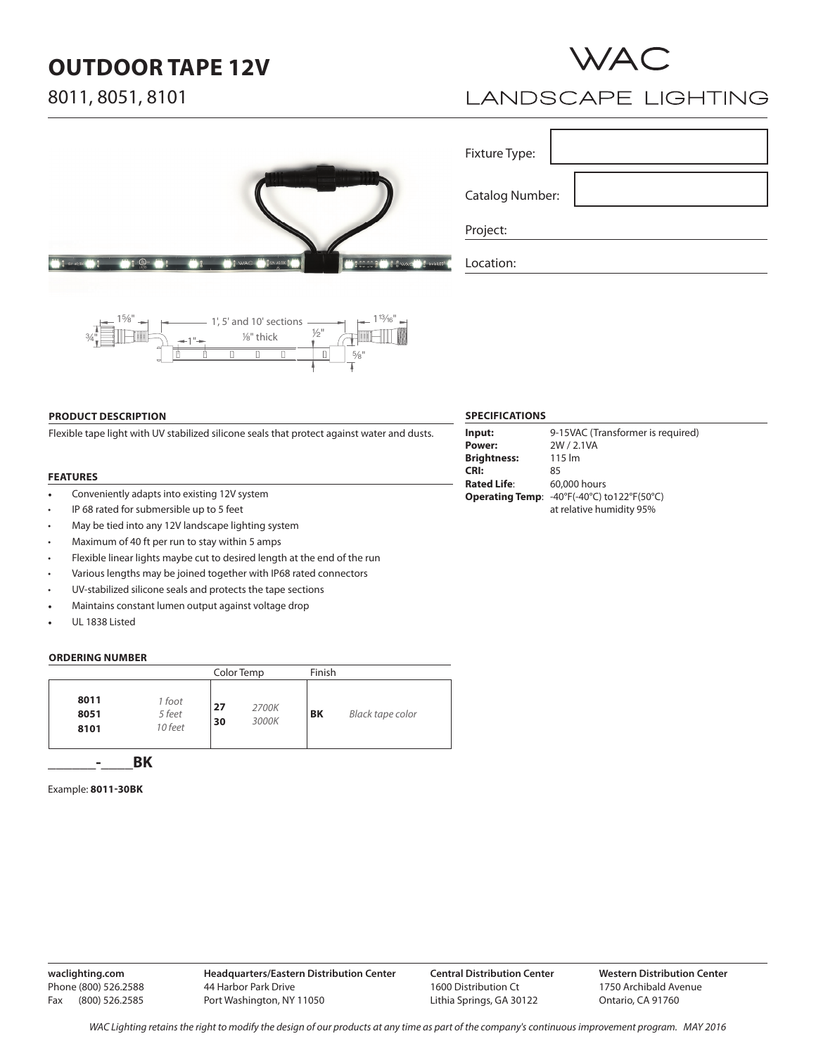# OUTDOOR TAPE 12V

8011, 8051, 8101

WAC LANDSCAPE LIGHTING

Fixture Type:

Catalog Number:

Project:

Location:

1⅝" | 1', 5' and 10' sections | 1¹³⁄₁₆" | ¾" | 1" | ⅛" thick | ½" | ⅝"

### PRODUCT DESCRIPTION

Flexible tape light with UV stabilized silicone seals that protect against water and dusts.

### FEATURES

- Conveniently adapts into existing 12V system
- IP 68 rated for submersible up to 5 feet
- May be tied into any 12V landscape lighting system
- Maximum of 40 ft per run to stay within 5 amps
- Flexible linear lights maybe cut to desired length at the end of the run
- Various lengths may be joined together with IP68 rated connectors
- UV-stabilized silicone seals and protects the tape sections
- Maintains constant lumen output against voltage drop
- UL 1838 Listed

### ORDERING NUMBER

| | | Color Temp | | Finish | |
|---|---|---|---|---|---|
| **8011**<br>**8051**<br>**8101** | *1 foot*<br>*5 feet*<br>*10 feet* | **27**<br>**30** | *2700K*<br>*3000K* | **BK** | *Black tape color* |

**\_\_\_\_\_\_\_-\_\_\_\_\_BK**

Example: **8011-30BK**

### SPECIFICATIONS

**Input:** 9-15VAC (Transformer is required)
**Power:** 2W / 2.1VA
**Brightness:** 115 lm
**CRI:** 85
**Rated Life:** 60,000 hours
**Operating Temp:** -40°F(-40°C) to122°F(50°C) at relative humidity 95%

**waclighting.com**
Phone (800) 526.2588
Fax (800) 526.2585

**Headquarters/Eastern Distribution Center**
44 Harbor Park Drive
Port Washington, NY 11050

**Central Distribution Center**
1600 Distribution Ct
Lithia Springs, GA 30122

**Western Distribution Center**
1750 Archibald Avenue
Ontario, CA 91760

*WAC Lighting retains the right to modify the design of our products at any time as part of the company's continuous improvement program. MAY 2016*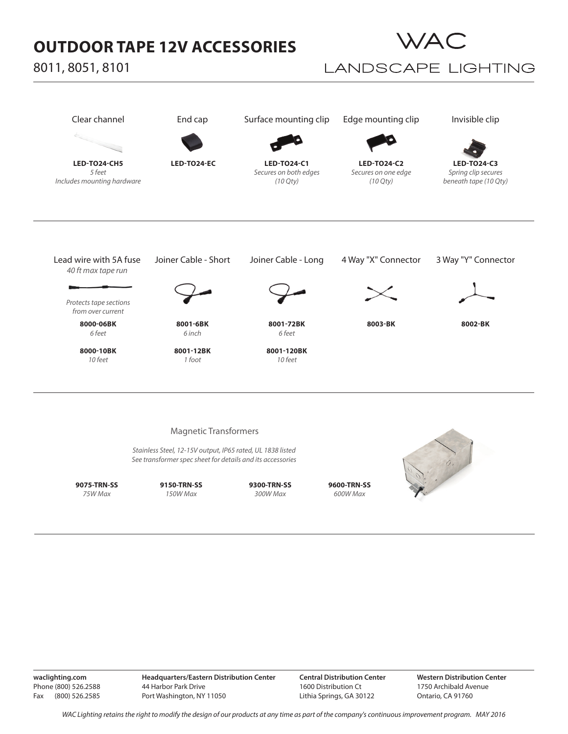# OUTDOOR TAPE 12V ACCESSORIES

8011, 8051, 8101

WAC LANDSCAPE LIGHTING

| Clear channel | End cap | Surface mounting clip | Edge mounting clip | Invisible clip |
|---|---|---|---|---|
| **LED-TO24-CH5** *5 feet* *Includes mounting hardware* | **LED-TO24-EC** | **LED-TO24-C1** *Secures on both edges (10 Qty)* | **LED-TO24-C2** *Secures on one edge (10 Qty)* | **LED-TO24-C3** *Spring clip secures beneath tape (10 Qty)* |

| Lead wire with 5A fuse *40 ft max tape run* | Joiner Cable - Short | Joiner Cable - Long | 4 Way "X" Connector | 3 Way "Y" Connector |
|---|---|---|---|---|
| *Protects tape sections from over current* | | | | |
| **8000-06BK** *6 feet* | **8001-6BK** *6 inch* | **8001-72BK** *6 feet* | **8003-BK** | **8002-BK** |
| **8000-10BK** *10 feet* | **8001-12BK** *1 foot* | **8001-120BK** *10 feet* | | |

## Magnetic Transformers

*Stainless Steel, 12-15V output, IP65 rated, UL 1838 listed*
*See transformer spec sheet for details and its accessories*

| 9075-TRN-SS | 9150-TRN-SS | 9300-TRN-SS | 9600-TRN-SS |
|---|---|---|---|
| *75W Max* | *150W Max* | *300W Max* | *600W Max* |

**waclighting.com**
Phone (800) 526.2588
Fax (800) 526.2585

**Headquarters/Eastern Distribution Center**
44 Harbor Park Drive
Port Washington, NY 11050

**Central Distribution Center**
1600 Distribution Ct
Lithia Springs, GA 30122

**Western Distribution Center**
1750 Archibald Avenue
Ontario, CA 91760

*WAC Lighting retains the right to modify the design of our products at any time as part of the company's continuous improvement program. MAY 2016*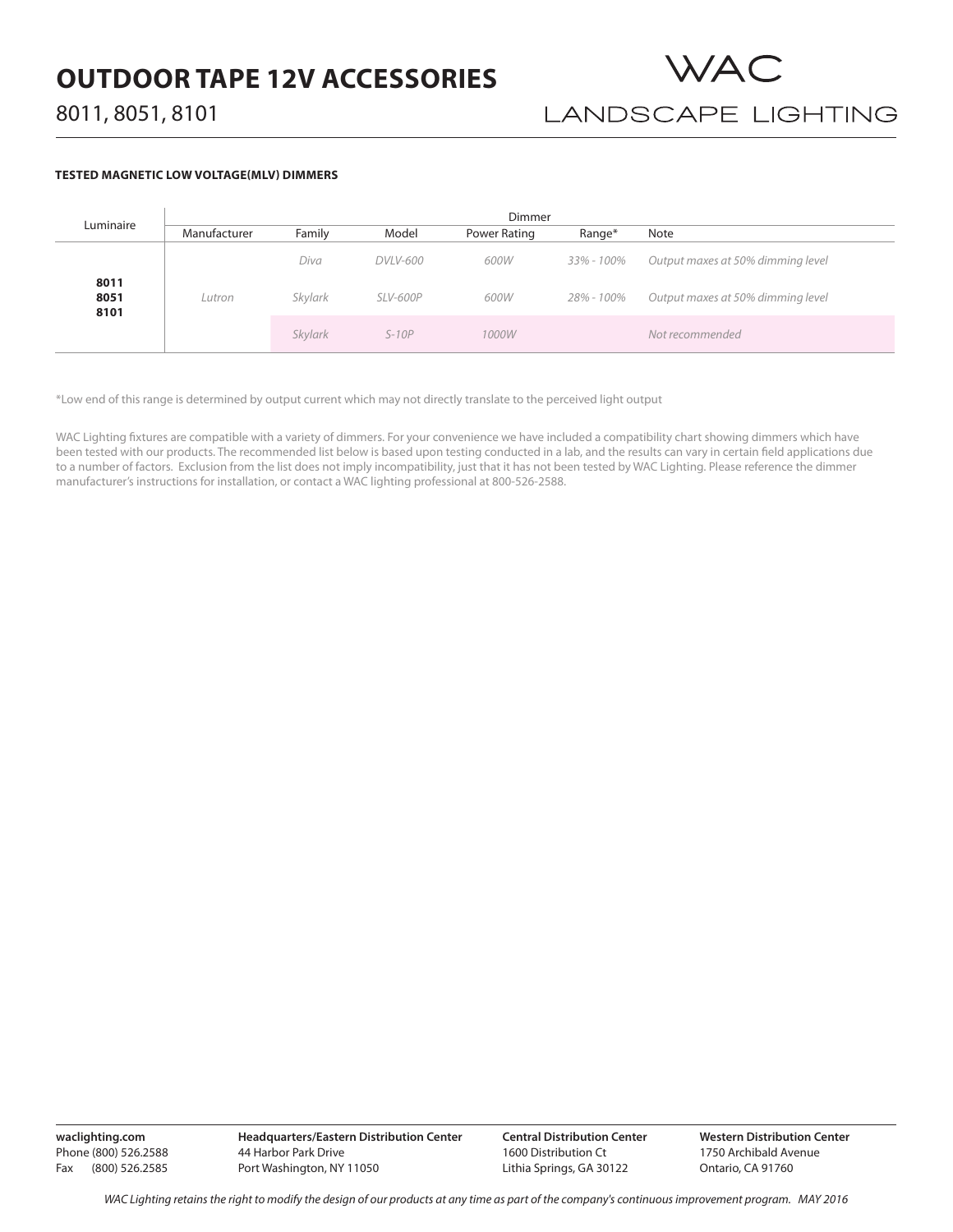# OUTDOOR TAPE 12V ACCESSORIES

8011, 8051, 8101

WAC LANDSCAPE LIGHTING

**TESTED MAGNETIC LOW VOLTAGE(MLV) DIMMERS**

| Luminaire | Dimmer | | | | | |
|---|---|---|---|---|---|---|
| | Manufacturer | Family | Model | Power Rating | Range* | Note |
| **8011 8051 8101** | *Lutron* | *Diva* | *DVLV-600* | *600W* | *33% - 100%* | *Output maxes at 50% dimming level* |
| | | *Skylark* | *SLV-600P* | *600W* | *28% - 100%* | *Output maxes at 50% dimming level* |
| | | *Skylark* | *S-10P* | *1000W* | | *Not recommended* |

*Low end of this range is determined by output current which may not directly translate to the perceived light output

WAC Lighting fixtures are compatible with a variety of dimmers. For your convenience we have included a compatibility chart showing dimmers which have been tested with our products. The recommended list below is based upon testing conducted in a lab, and the results can vary in certain field applications due to a number of factors. Exclusion from the list does not imply incompatibility, just that it has not been tested by WAC Lighting. Please reference the dimmer manufacturer's instructions for installation, or contact a WAC lighting professional at 800-526-2588.

**waclighting.com**
Phone (800) 526.2588
Fax (800) 526.2585

**Headquarters/Eastern Distribution Center**
44 Harbor Park Drive
Port Washington, NY 11050

**Central Distribution Center**
1600 Distribution Ct
Lithia Springs, GA 30122

**Western Distribution Center**
1750 Archibald Avenue
Ontario, CA 91760

*WAC Lighting retains the right to modify the design of our products at any time as part of the company's continuous improvement program. MAY 2016*